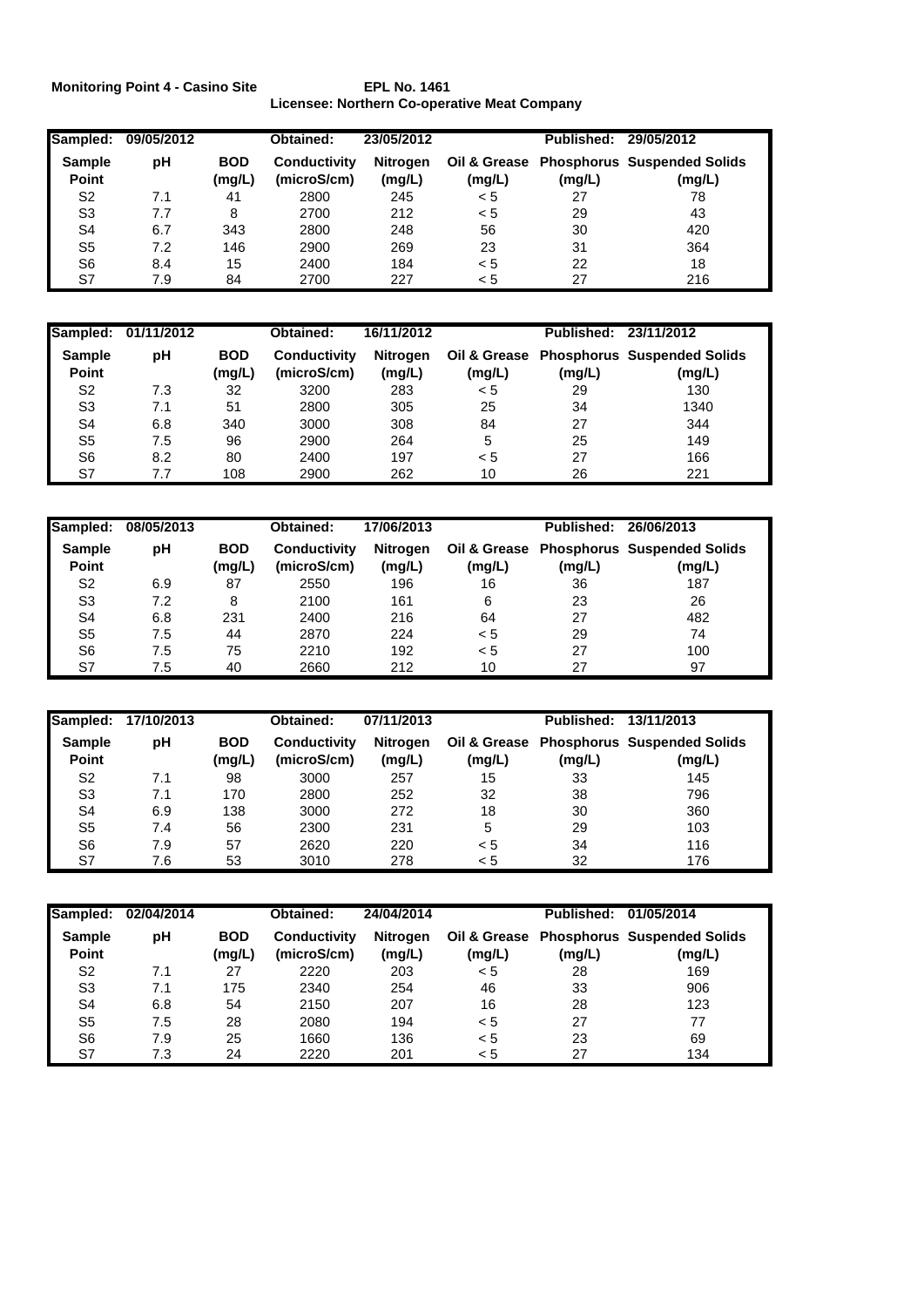**Monitoring Point 4 - Casino Site** **EPL No. 1461**
**Licensee: Northern Co-operative Meat Company**

| Sampled: | 09/05/2012 | | Obtained: | 23/05/2012 | | Published: | 29/05/2012 |
|---|---|---|---|---|---|---|---|
| **Sample Point** | **pH** | **BOD (mg/L)** | **Conductivity (microS/cm)** | **Nitrogen (mg/L)** | **Oil & Grease (mg/L)** | **Phosphorus (mg/L)** | **Suspended Solids (mg/L)** |
| S2 | 7.1 | 41 | 2800 | 245 | < 5 | 27 | 78 |
| S3 | 7.7 | 8 | 2700 | 212 | < 5 | 29 | 43 |
| S4 | 6.7 | 343 | 2800 | 248 | 56 | 30 | 420 |
| S5 | 7.2 | 146 | 2900 | 269 | 23 | 31 | 364 |
| S6 | 8.4 | 15 | 2400 | 184 | < 5 | 22 | 18 |
| S7 | 7.9 | 84 | 2700 | 227 | < 5 | 27 | 216 |

| Sampled: | 01/11/2012 | | Obtained: | 16/11/2012 | | Published: | 23/11/2012 |
|---|---|---|---|---|---|---|---|
| **Sample Point** | **pH** | **BOD (mg/L)** | **Conductivity (microS/cm)** | **Nitrogen (mg/L)** | **Oil & Grease (mg/L)** | **Phosphorus (mg/L)** | **Suspended Solids (mg/L)** |
| S2 | 7.3 | 32 | 3200 | 283 | < 5 | 29 | 130 |
| S3 | 7.1 | 51 | 2800 | 305 | 25 | 34 | 1340 |
| S4 | 6.8 | 340 | 3000 | 308 | 84 | 27 | 344 |
| S5 | 7.5 | 96 | 2900 | 264 | 5 | 25 | 149 |
| S6 | 8.2 | 80 | 2400 | 197 | < 5 | 27 | 166 |
| S7 | 7.7 | 108 | 2900 | 262 | 10 | 26 | 221 |

| Sampled: | 08/05/2013 | | Obtained: | 17/06/2013 | | Published: | 26/06/2013 |
|---|---|---|---|---|---|---|---|
| **Sample Point** | **pH** | **BOD (mg/L)** | **Conductivity (microS/cm)** | **Nitrogen (mg/L)** | **Oil & Grease (mg/L)** | **Phosphorus (mg/L)** | **Suspended Solids (mg/L)** |
| S2 | 6.9 | 87 | 2550 | 196 | 16 | 36 | 187 |
| S3 | 7.2 | 8 | 2100 | 161 | 6 | 23 | 26 |
| S4 | 6.8 | 231 | 2400 | 216 | 64 | 27 | 482 |
| S5 | 7.5 | 44 | 2870 | 224 | < 5 | 29 | 74 |
| S6 | 7.5 | 75 | 2210 | 192 | < 5 | 27 | 100 |
| S7 | 7.5 | 40 | 2660 | 212 | 10 | 27 | 97 |

| Sampled: | 17/10/2013 | | Obtained: | 07/11/2013 | | Published: | 13/11/2013 |
|---|---|---|---|---|---|---|---|
| **Sample Point** | **pH** | **BOD (mg/L)** | **Conductivity (microS/cm)** | **Nitrogen (mg/L)** | **Oil & Grease (mg/L)** | **Phosphorus (mg/L)** | **Suspended Solids (mg/L)** |
| S2 | 7.1 | 98 | 3000 | 257 | 15 | 33 | 145 |
| S3 | 7.1 | 170 | 2800 | 252 | 32 | 38 | 796 |
| S4 | 6.9 | 138 | 3000 | 272 | 18 | 30 | 360 |
| S5 | 7.4 | 56 | 2300 | 231 | 5 | 29 | 103 |
| S6 | 7.9 | 57 | 2620 | 220 | < 5 | 34 | 116 |
| S7 | 7.6 | 53 | 3010 | 278 | < 5 | 32 | 176 |

| Sampled: | 02/04/2014 | | Obtained: | 24/04/2014 | | Published: | 01/05/2014 |
|---|---|---|---|---|---|---|---|
| **Sample Point** | **pH** | **BOD (mg/L)** | **Conductivity (microS/cm)** | **Nitrogen (mg/L)** | **Oil & Grease (mg/L)** | **Phosphorus (mg/L)** | **Suspended Solids (mg/L)** |
| S2 | 7.1 | 27 | 2220 | 203 | < 5 | 28 | 169 |
| S3 | 7.1 | 175 | 2340 | 254 | 46 | 33 | 906 |
| S4 | 6.8 | 54 | 2150 | 207 | 16 | 28 | 123 |
| S5 | 7.5 | 28 | 2080 | 194 | < 5 | 27 | 77 |
| S6 | 7.9 | 25 | 1660 | 136 | < 5 | 23 | 69 |
| S7 | 7.3 | 24 | 2220 | 201 | < 5 | 27 | 134 |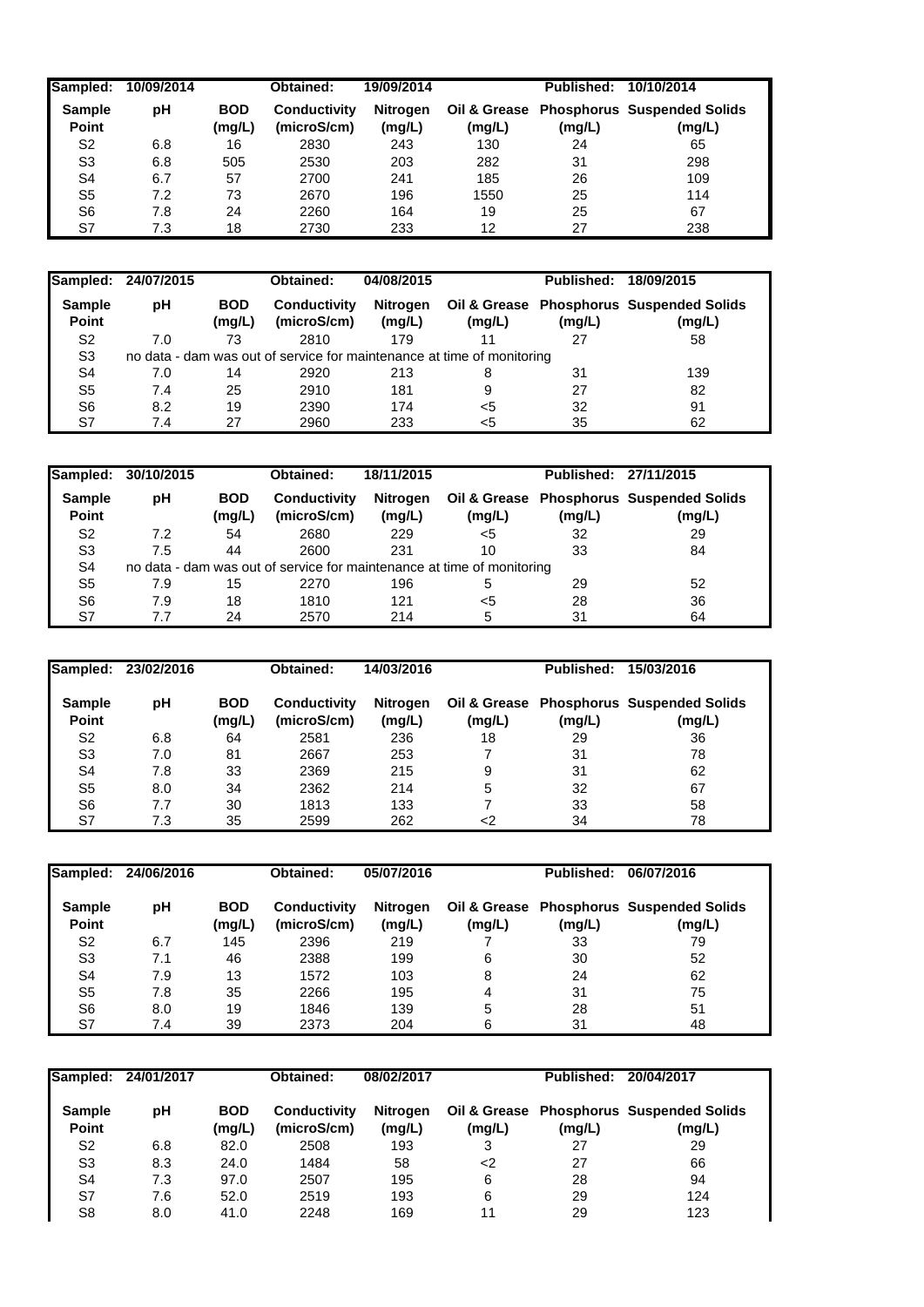| Sampled: | 10/09/2014 | | Obtained: | 19/09/2014 | | Published: | 10/10/2014 |
|---|---|---|---|---|---|---|---|
| **Sample Point** | **pH** | **BOD (mg/L)** | **Conductivity (microS/cm)** | **Nitrogen (mg/L)** | **Oil & Grease (mg/L)** | **Phosphorus (mg/L)** | **Suspended Solids (mg/L)** |
| S2 | 6.8 | 16 | 2830 | 243 | 130 | 24 | 65 |
| S3 | 6.8 | 505 | 2530 | 203 | 282 | 31 | 298 |
| S4 | 6.7 | 57 | 2700 | 241 | 185 | 26 | 109 |
| S5 | 7.2 | 73 | 2670 | 196 | 1550 | 25 | 114 |
| S6 | 7.8 | 24 | 2260 | 164 | 19 | 25 | 67 |
| S7 | 7.3 | 18 | 2730 | 233 | 12 | 27 | 238 |

| Sampled: | 24/07/2015 | | Obtained: | 04/08/2015 | | Published: | 18/09/2015 |
|---|---|---|---|---|---|---|---|
| **Sample Point** | **pH** | **BOD (mg/L)** | **Conductivity (microS/cm)** | **Nitrogen (mg/L)** | **Oil & Grease (mg/L)** | **Phosphorus (mg/L)** | **Suspended Solids (mg/L)** |
| S2 | 7.0 | 73 | 2810 | 179 | 11 | 27 | 58 |
| S3 | no data - dam was out of service for maintenance at time of monitoring | | | | | | |
| S4 | 7.0 | 14 | 2920 | 213 | 8 | 31 | 139 |
| S5 | 7.4 | 25 | 2910 | 181 | 9 | 27 | 82 |
| S6 | 8.2 | 19 | 2390 | 174 | <5 | 32 | 91 |
| S7 | 7.4 | 27 | 2960 | 233 | <5 | 35 | 62 |

| Sampled: | 30/10/2015 | | Obtained: | 18/11/2015 | | Published: | 27/11/2015 |
|---|---|---|---|---|---|---|---|
| **Sample Point** | **pH** | **BOD (mg/L)** | **Conductivity (microS/cm)** | **Nitrogen (mg/L)** | **Oil & Grease (mg/L)** | **Phosphorus (mg/L)** | **Suspended Solids (mg/L)** |
| S2 | 7.2 | 54 | 2680 | 229 | <5 | 32 | 29 |
| S3 | 7.5 | 44 | 2600 | 231 | 10 | 33 | 84 |
| S4 | no data - dam was out of service for maintenance at time of monitoring | | | | | | |
| S5 | 7.9 | 15 | 2270 | 196 | 5 | 29 | 52 |
| S6 | 7.9 | 18 | 1810 | 121 | <5 | 28 | 36 |
| S7 | 7.7 | 24 | 2570 | 214 | 5 | 31 | 64 |

| Sampled: | 23/02/2016 | | Obtained: | 14/03/2016 | | Published: | 15/03/2016 |
|---|---|---|---|---|---|---|---|
| **Sample Point** | **pH** | **BOD (mg/L)** | **Conductivity (microS/cm)** | **Nitrogen (mg/L)** | **Oil & Grease (mg/L)** | **Phosphorus (mg/L)** | **Suspended Solids (mg/L)** |
| S2 | 6.8 | 64 | 2581 | 236 | 18 | 29 | 36 |
| S3 | 7.0 | 81 | 2667 | 253 | 7 | 31 | 78 |
| S4 | 7.8 | 33 | 2369 | 215 | 9 | 31 | 62 |
| S5 | 8.0 | 34 | 2362 | 214 | 5 | 32 | 67 |
| S6 | 7.7 | 30 | 1813 | 133 | 7 | 33 | 58 |
| S7 | 7.3 | 35 | 2599 | 262 | <2 | 34 | 78 |

| Sampled: | 24/06/2016 | | Obtained: | 05/07/2016 | | Published: | 06/07/2016 |
|---|---|---|---|---|---|---|---|
| **Sample Point** | **pH** | **BOD (mg/L)** | **Conductivity (microS/cm)** | **Nitrogen (mg/L)** | **Oil & Grease (mg/L)** | **Phosphorus (mg/L)** | **Suspended Solids (mg/L)** |
| S2 | 6.7 | 145 | 2396 | 219 | 7 | 33 | 79 |
| S3 | 7.1 | 46 | 2388 | 199 | 6 | 30 | 52 |
| S4 | 7.9 | 13 | 1572 | 103 | 8 | 24 | 62 |
| S5 | 7.8 | 35 | 2266 | 195 | 4 | 31 | 75 |
| S6 | 8.0 | 19 | 1846 | 139 | 5 | 28 | 51 |
| S7 | 7.4 | 39 | 2373 | 204 | 6 | 31 | 48 |

| Sampled: | 24/01/2017 | | Obtained: | 08/02/2017 | | Published: | 20/04/2017 |
|---|---|---|---|---|---|---|---|
| **Sample Point** | **pH** | **BOD (mg/L)** | **Conductivity (microS/cm)** | **Nitrogen (mg/L)** | **Oil & Grease (mg/L)** | **Phosphorus (mg/L)** | **Suspended Solids (mg/L)** |
| S2 | 6.8 | 82.0 | 2508 | 193 | 3 | 27 | 29 |
| S3 | 8.3 | 24.0 | 1484 | 58 | <2 | 27 | 66 |
| S4 | 7.3 | 97.0 | 2507 | 195 | 6 | 28 | 94 |
| S7 | 7.6 | 52.0 | 2519 | 193 | 6 | 29 | 124 |
| S8 | 8.0 | 41.0 | 2248 | 169 | 11 | 29 | 123 |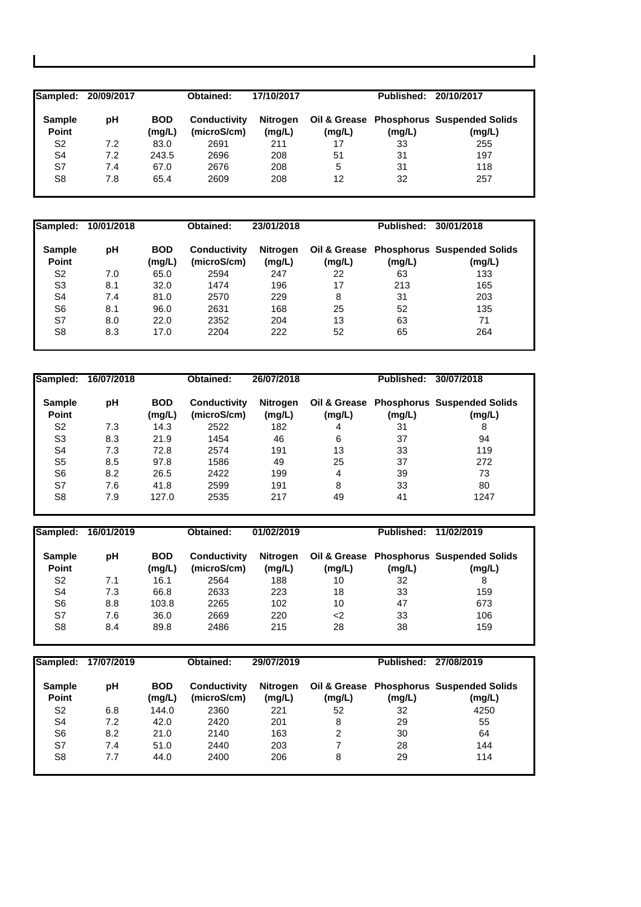| Sampled: | 20/09/2017 | | Obtained: | 17/10/2017 | | Published: | 20/10/2017 |
|---|---|---|---|---|---|---|---|
| **Sample Point** | **pH** | **BOD (mg/L)** | **Conductivity (microS/cm)** | **Nitrogen (mg/L)** | **Oil & Grease (mg/L)** | **Phosphorus (mg/L)** | **Suspended Solids (mg/L)** |
| S2 | 7.2 | 83.0 | 2691 | 211 | 17 | 33 | 255 |
| S4 | 7.2 | 243.5 | 2696 | 208 | 51 | 31 | 197 |
| S7 | 7.4 | 67.0 | 2676 | 208 | 5 | 31 | 118 |
| S8 | 7.8 | 65.4 | 2609 | 208 | 12 | 32 | 257 |

| Sampled: | 10/01/2018 | | Obtained: | 23/01/2018 | | Published: | 30/01/2018 |
|---|---|---|---|---|---|---|---|
| **Sample Point** | **pH** | **BOD (mg/L)** | **Conductivity (microS/cm)** | **Nitrogen (mg/L)** | **Oil & Grease (mg/L)** | **Phosphorus (mg/L)** | **Suspended Solids (mg/L)** |
| S2 | 7.0 | 65.0 | 2594 | 247 | 22 | 63 | 133 |
| S3 | 8.1 | 32.0 | 1474 | 196 | 17 | 213 | 165 |
| S4 | 7.4 | 81.0 | 2570 | 229 | 8 | 31 | 203 |
| S6 | 8.1 | 96.0 | 2631 | 168 | 25 | 52 | 135 |
| S7 | 8.0 | 22.0 | 2352 | 204 | 13 | 63 | 71 |
| S8 | 8.3 | 17.0 | 2204 | 222 | 52 | 65 | 264 |

| Sampled: | 16/07/2018 | | Obtained: | 26/07/2018 | | Published: | 30/07/2018 |
|---|---|---|---|---|---|---|---|
| **Sample Point** | **pH** | **BOD (mg/L)** | **Conductivity (microS/cm)** | **Nitrogen (mg/L)** | **Oil & Grease (mg/L)** | **Phosphorus (mg/L)** | **Suspended Solids (mg/L)** |
| S2 | 7.3 | 14.3 | 2522 | 182 | 4 | 31 | 8 |
| S3 | 8.3 | 21.9 | 1454 | 46 | 6 | 37 | 94 |
| S4 | 7.3 | 72.8 | 2574 | 191 | 13 | 33 | 119 |
| S5 | 8.5 | 97.8 | 1586 | 49 | 25 | 37 | 272 |
| S6 | 8.2 | 26.5 | 2422 | 199 | 4 | 39 | 73 |
| S7 | 7.6 | 41.8 | 2599 | 191 | 8 | 33 | 80 |
| S8 | 7.9 | 127.0 | 2535 | 217 | 49 | 41 | 1247 |

| Sampled: | 16/01/2019 | | Obtained: | 01/02/2019 | | Published: | 11/02/2019 |
|---|---|---|---|---|---|---|---|
| **Sample Point** | **pH** | **BOD (mg/L)** | **Conductivity (microS/cm)** | **Nitrogen (mg/L)** | **Oil & Grease (mg/L)** | **Phosphorus (mg/L)** | **Suspended Solids (mg/L)** |
| S2 | 7.1 | 16.1 | 2564 | 188 | 10 | 32 | 8 |
| S4 | 7.3 | 66.8 | 2633 | 223 | 18 | 33 | 159 |
| S6 | 8.8 | 103.8 | 2265 | 102 | 10 | 47 | 673 |
| S7 | 7.6 | 36.0 | 2669 | 220 | <2 | 33 | 106 |
| S8 | 8.4 | 89.8 | 2486 | 215 | 28 | 38 | 159 |

| Sampled: | 17/07/2019 | | Obtained: | 29/07/2019 | | Published: | 27/08/2019 |
|---|---|---|---|---|---|---|---|
| **Sample Point** | **pH** | **BOD (mg/L)** | **Conductivity (microS/cm)** | **Nitrogen (mg/L)** | **Oil & Grease (mg/L)** | **Phosphorus (mg/L)** | **Suspended Solids (mg/L)** |
| S2 | 6.8 | 144.0 | 2360 | 221 | 52 | 32 | 4250 |
| S4 | 7.2 | 42.0 | 2420 | 201 | 8 | 29 | 55 |
| S6 | 8.2 | 21.0 | 2140 | 163 | 2 | 30 | 64 |
| S7 | 7.4 | 51.0 | 2440 | 203 | 7 | 28 | 144 |
| S8 | 7.7 | 44.0 | 2400 | 206 | 8 | 29 | 114 |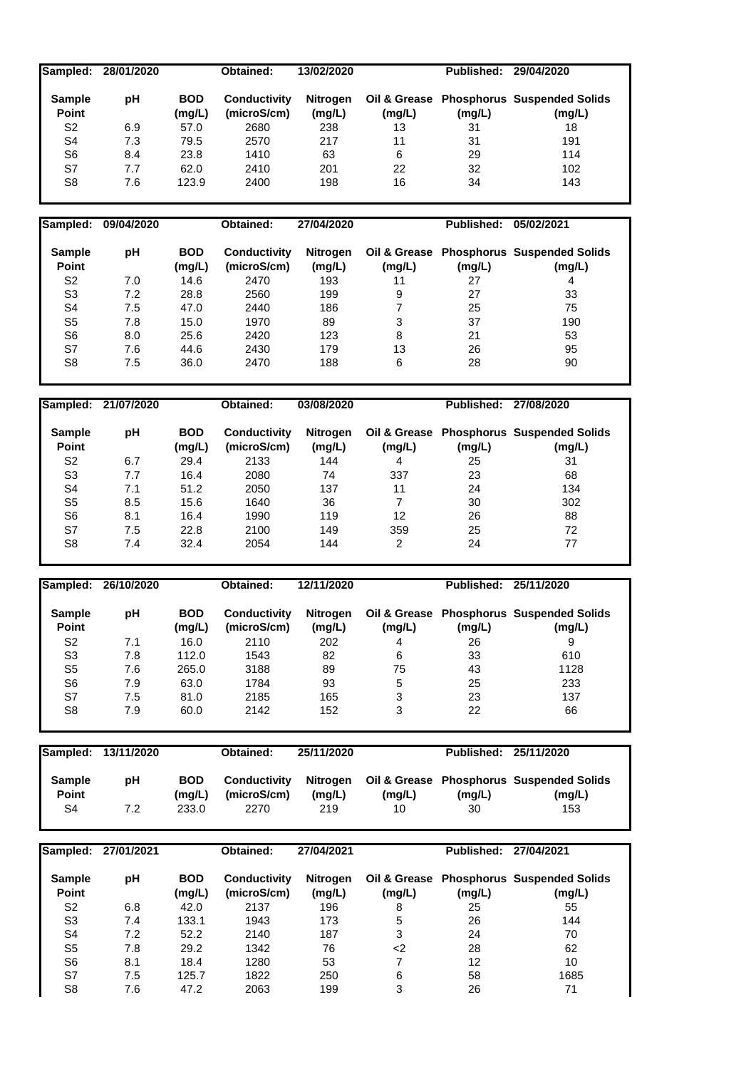**Sampled:** 28/01/2020 **Obtained:** 13/02/2020 **Published:** 29/04/2020

| Sample Point | pH | BOD (mg/L) | Conductivity (microS/cm) | Nitrogen (mg/L) | Oil & Grease (mg/L) | Phosphorus (mg/L) | Suspended Solids (mg/L) |
|---|---|---|---|---|---|---|---|
| S2 | 6.9 | 57.0 | 2680 | 238 | 13 | 31 | 18 |
| S4 | 7.3 | 79.5 | 2570 | 217 | 11 | 31 | 191 |
| S6 | 8.4 | 23.8 | 1410 | 63 | 6 | 29 | 114 |
| S7 | 7.7 | 62.0 | 2410 | 201 | 22 | 32 | 102 |
| S8 | 7.6 | 123.9 | 2400 | 198 | 16 | 34 | 143 |

**Sampled:** 09/04/2020 **Obtained:** 27/04/2020 **Published:** 05/02/2021

| Sample Point | pH | BOD (mg/L) | Conductivity (microS/cm) | Nitrogen (mg/L) | Oil & Grease (mg/L) | Phosphorus (mg/L) | Suspended Solids (mg/L) |
|---|---|---|---|---|---|---|---|
| S2 | 7.0 | 14.6 | 2470 | 193 | 11 | 27 | 4 |
| S3 | 7.2 | 28.8 | 2560 | 199 | 9 | 27 | 33 |
| S4 | 7.5 | 47.0 | 2440 | 186 | 7 | 25 | 75 |
| S5 | 7.8 | 15.0 | 1970 | 89 | 3 | 37 | 190 |
| S6 | 8.0 | 25.6 | 2420 | 123 | 8 | 21 | 53 |
| S7 | 7.6 | 44.6 | 2430 | 179 | 13 | 26 | 95 |
| S8 | 7.5 | 36.0 | 2470 | 188 | 6 | 28 | 90 |

**Sampled:** 21/07/2020 **Obtained:** 03/08/2020 **Published:** 27/08/2020

| Sample Point | pH | BOD (mg/L) | Conductivity (microS/cm) | Nitrogen (mg/L) | Oil & Grease (mg/L) | Phosphorus (mg/L) | Suspended Solids (mg/L) |
|---|---|---|---|---|---|---|---|
| S2 | 6.7 | 29.4 | 2133 | 144 | 4 | 25 | 31 |
| S3 | 7.7 | 16.4 | 2080 | 74 | 337 | 23 | 68 |
| S4 | 7.1 | 51.2 | 2050 | 137 | 11 | 24 | 134 |
| S5 | 8.5 | 15.6 | 1640 | 36 | 7 | 30 | 302 |
| S6 | 8.1 | 16.4 | 1990 | 119 | 12 | 26 | 88 |
| S7 | 7.5 | 22.8 | 2100 | 149 | 359 | 25 | 72 |
| S8 | 7.4 | 32.4 | 2054 | 144 | 2 | 24 | 77 |

**Sampled:** 26/10/2020 **Obtained:** 12/11/2020 **Published:** 25/11/2020

| Sample Point | pH | BOD (mg/L) | Conductivity (microS/cm) | Nitrogen (mg/L) | Oil & Grease (mg/L) | Phosphorus (mg/L) | Suspended Solids (mg/L) |
|---|---|---|---|---|---|---|---|
| S2 | 7.1 | 16.0 | 2110 | 202 | 4 | 26 | 9 |
| S3 | 7.8 | 112.0 | 1543 | 82 | 6 | 33 | 610 |
| S5 | 7.6 | 265.0 | 3188 | 89 | 75 | 43 | 1128 |
| S6 | 7.9 | 63.0 | 1784 | 93 | 5 | 25 | 233 |
| S7 | 7.5 | 81.0 | 2185 | 165 | 3 | 23 | 137 |
| S8 | 7.9 | 60.0 | 2142 | 152 | 3 | 22 | 66 |

**Sampled:** 13/11/2020 **Obtained:** 25/11/2020 **Published:** 25/11/2020

| Sample Point | pH | BOD (mg/L) | Conductivity (microS/cm) | Nitrogen (mg/L) | Oil & Grease (mg/L) | Phosphorus (mg/L) | Suspended Solids (mg/L) |
|---|---|---|---|---|---|---|---|
| S4 | 7.2 | 233.0 | 2270 | 219 | 10 | 30 | 153 |

**Sampled:** 27/01/2021 **Obtained:** 27/04/2021 **Published:** 27/04/2021

| Sample Point | pH | BOD (mg/L) | Conductivity (microS/cm) | Nitrogen (mg/L) | Oil & Grease (mg/L) | Phosphorus (mg/L) | Suspended Solids (mg/L) |
|---|---|---|---|---|---|---|---|
| S2 | 6.8 | 42.0 | 2137 | 196 | 8 | 25 | 55 |
| S3 | 7.4 | 133.1 | 1943 | 173 | 5 | 26 | 144 |
| S4 | 7.2 | 52.2 | 2140 | 187 | 3 | 24 | 70 |
| S5 | 7.8 | 29.2 | 1342 | 76 | <2 | 28 | 62 |
| S6 | 8.1 | 18.4 | 1280 | 53 | 7 | 12 | 10 |
| S7 | 7.5 | 125.7 | 1822 | 250 | 6 | 58 | 1685 |
| S8 | 7.6 | 47.2 | 2063 | 199 | 3 | 26 | 71 |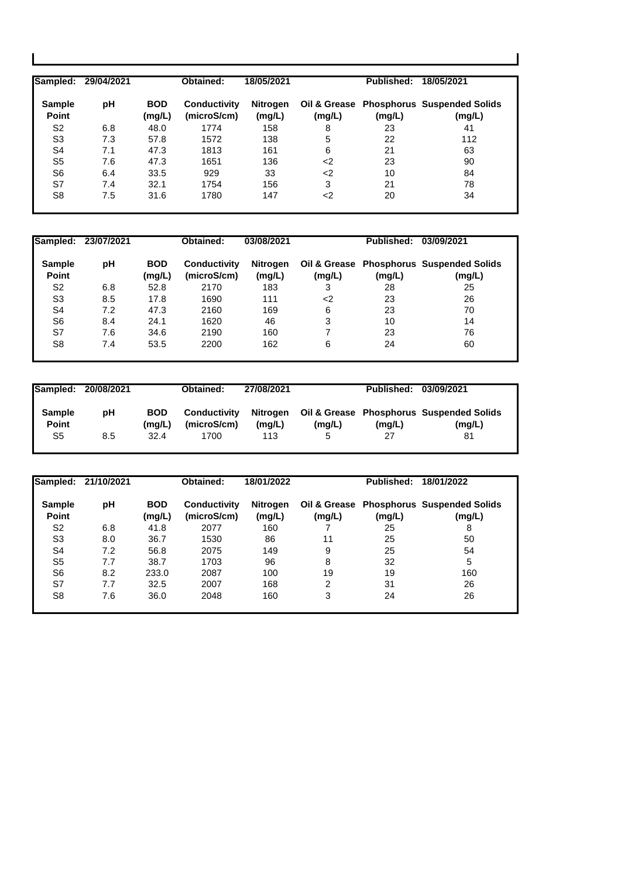| Sampled: | 29/04/2021 | | Obtained: | 18/05/2021 | | Published: | 18/05/2021 |
|---|---|---|---|---|---|---|---|
| Sample Point | pH | BOD (mg/L) | Conductivity (microS/cm) | Nitrogen (mg/L) | Oil & Grease (mg/L) | Phosphorus (mg/L) | Suspended Solids (mg/L) |
| S2 | 6.8 | 48.0 | 1774 | 158 | 8 | 23 | 41 |
| S3 | 7.3 | 57.8 | 1572 | 138 | 5 | 22 | 112 |
| S4 | 7.1 | 47.3 | 1813 | 161 | 6 | 21 | 63 |
| S5 | 7.6 | 47.3 | 1651 | 136 | <2 | 23 | 90 |
| S6 | 6.4 | 33.5 | 929 | 33 | <2 | 10 | 84 |
| S7 | 7.4 | 32.1 | 1754 | 156 | 3 | 21 | 78 |
| S8 | 7.5 | 31.6 | 1780 | 147 | <2 | 20 | 34 |

| Sampled: | 23/07/2021 | | Obtained: | 03/08/2021 | | Published: | 03/09/2021 |
|---|---|---|---|---|---|---|---|
| Sample Point | pH | BOD (mg/L) | Conductivity (microS/cm) | Nitrogen (mg/L) | Oil & Grease (mg/L) | Phosphorus (mg/L) | Suspended Solids (mg/L) |
| S2 | 6.8 | 52.8 | 2170 | 183 | 3 | 28 | 25 |
| S3 | 8.5 | 17.8 | 1690 | 111 | <2 | 23 | 26 |
| S4 | 7.2 | 47.3 | 2160 | 169 | 6 | 23 | 70 |
| S6 | 8.4 | 24.1 | 1620 | 46 | 3 | 10 | 14 |
| S7 | 7.6 | 34.6 | 2190 | 160 | 7 | 23 | 76 |
| S8 | 7.4 | 53.5 | 2200 | 162 | 6 | 24 | 60 |

| Sampled: | 20/08/2021 | | Obtained: | 27/08/2021 | | Published: | 03/09/2021 |
|---|---|---|---|---|---|---|---|
| Sample Point | pH | BOD (mg/L) | Conductivity (microS/cm) | Nitrogen (mg/L) | Oil & Grease (mg/L) | Phosphorus (mg/L) | Suspended Solids (mg/L) |
| S5 | 8.5 | 32.4 | 1700 | 113 | 5 | 27 | 81 |

| Sampled: | 21/10/2021 | | Obtained: | 18/01/2022 | | Published: | 18/01/2022 |
|---|---|---|---|---|---|---|---|
| Sample Point | pH | BOD (mg/L) | Conductivity (microS/cm) | Nitrogen (mg/L) | Oil & Grease (mg/L) | Phosphorus (mg/L) | Suspended Solids (mg/L) |
| S2 | 6.8 | 41.8 | 2077 | 160 | 7 | 25 | 8 |
| S3 | 8.0 | 36.7 | 1530 | 86 | 11 | 25 | 50 |
| S4 | 7.2 | 56.8 | 2075 | 149 | 9 | 25 | 54 |
| S5 | 7.7 | 38.7 | 1703 | 96 | 8 | 32 | 5 |
| S6 | 8.2 | 233.0 | 2087 | 100 | 19 | 19 | 160 |
| S7 | 7.7 | 32.5 | 2007 | 168 | 2 | 31 | 26 |
| S8 | 7.6 | 36.0 | 2048 | 160 | 3 | 24 | 26 |